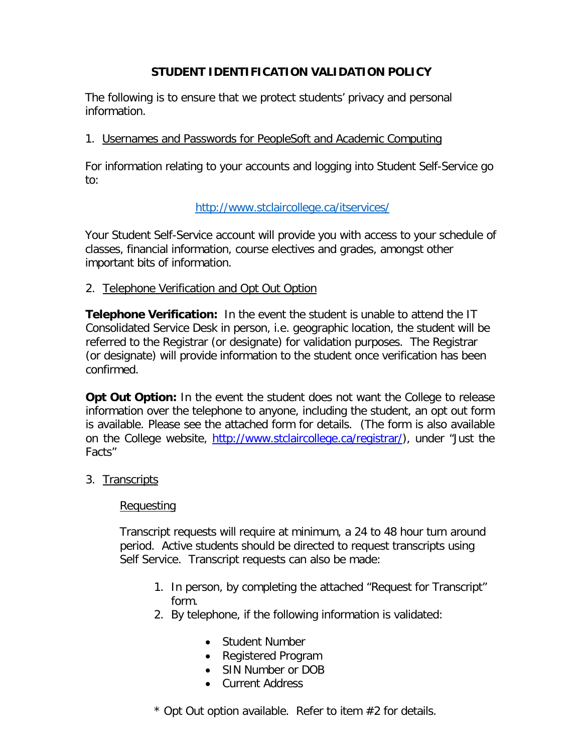# STUDENT IDENTIFICATION VALIDATION POLICY

The following is to ensure that we protect students' privacy and personal information.

1. Usernames and Passwords for PeopleSoft and Academic Computing

For information relating to your accounts and logging into Student Self-Service go to:

http://www.stclaircollege.ca/itservices/

Your Student Self-Service account will provide you with access to your schedule of classes, financial information, course electives and grades, amongst other important bits of information.

2. Telephone Verification and Opt Out Option

**Telephone Verification:** In the event the student is unable to attend the IT Consolidated Service Desk in person, i.e. geographic location, the student will be referred to the Registrar (or designate) for validation purposes. The Registrar (or designate) will provide information to the student once verification has been confirmed.

**Opt Out Option:** In the event the student does not want the College to release information over the telephone to anyone, including the student, an opt out form is available. Please see the attached form for details. (The form is also available on the College website, http://www.stclaircollege.ca/registrar/), under "Just the Facts"

3. Transcripts

Requesting

Transcript requests will require at minimum, a 24 to 48 hour turn around period. Active students should be directed to request transcripts using Self Service. Transcript requests can also be made:

1. In person, by completing the attached "Request for Transcript" form.
2. By telephone, if the following information is validated:
   - Student Number
   - Registered Program
   - SIN Number or DOB
   - Current Address

\* Opt Out option available. Refer to item #2 for details.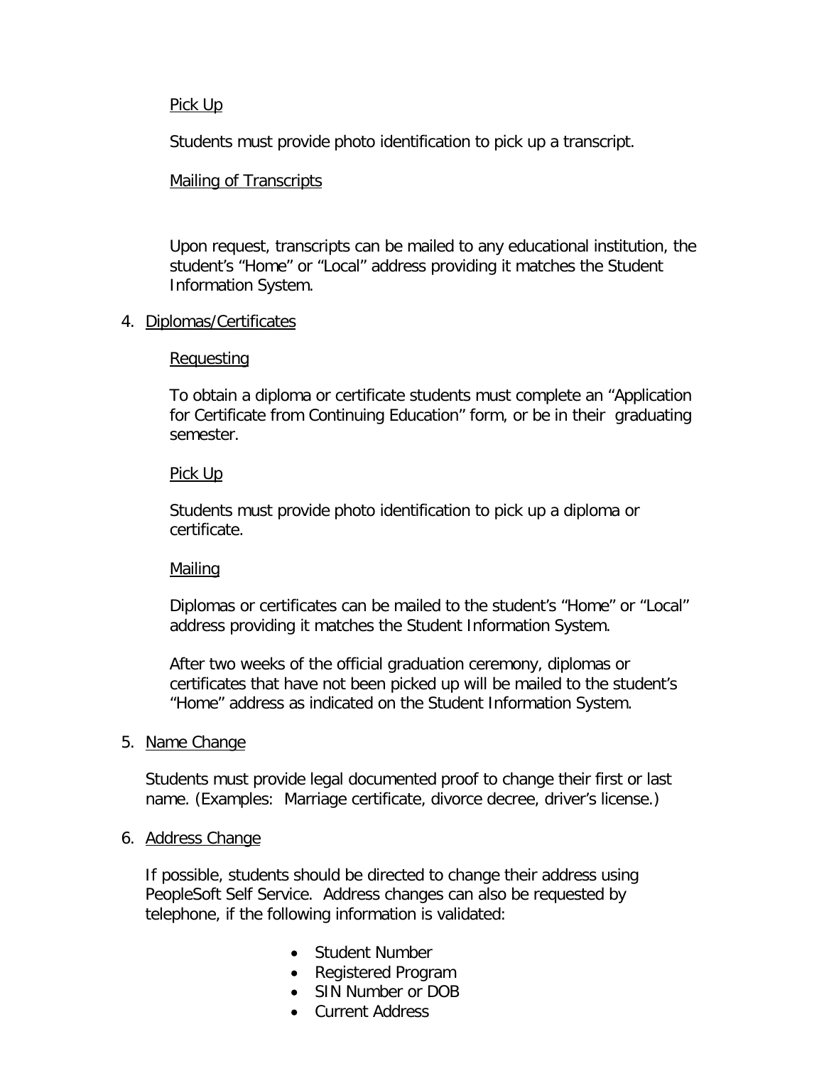Pick Up

Students must provide photo identification to pick up a transcript.

Mailing of Transcripts

Upon request, transcripts can be mailed to any educational institution, the student's "Home" or "Local" address providing it matches the Student Information System.

4. Diplomas/Certificates

   Requesting

   To obtain a diploma or certificate students must complete an "Application for Certificate from Continuing Education" form, or be in their graduating semester.

   Pick Up

   Students must provide photo identification to pick up a diploma or certificate.

   Mailing

   Diplomas or certificates can be mailed to the student's "Home" or "Local" address providing it matches the Student Information System.

   After two weeks of the official graduation ceremony, diplomas or certificates that have not been picked up will be mailed to the student's "Home" address as indicated on the Student Information System.

5. Name Change

   Students must provide legal documented proof to change their first or last name. (Examples: Marriage certificate, divorce decree, driver's license.)

6. Address Change

   If possible, students should be directed to change their address using PeopleSoft Self Service. Address changes can also be requested by telephone, if the following information is validated:

   - Student Number
   - Registered Program
   - SIN Number or DOB
   - Current Address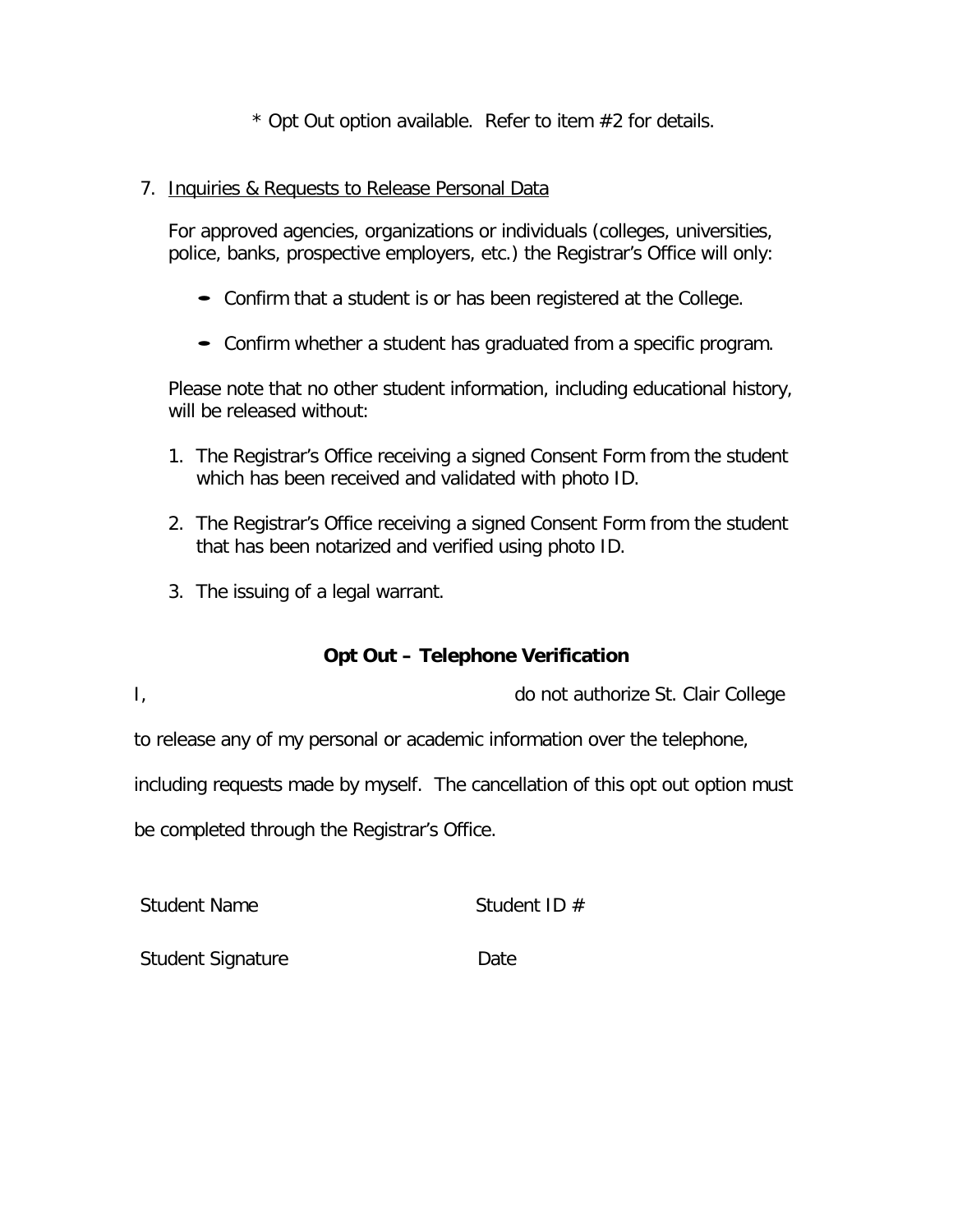\* Opt Out option available. Refer to item #2 for details.

7. <u>Inquiries & Requests to Release Personal Data</u>

   For approved agencies, organizations or individuals (colleges, universities, police, banks, prospective employers, etc.) the Registrar's Office will only:

   - Confirm that a student is or has been registered at the College.
   - Confirm whether a student has graduated from a specific program.

   Please note that no other student information, including educational history, will be released without:

   1. The Registrar's Office receiving a signed Consent Form from the student which has been received and validated with photo ID.
   2. The Registrar's Office receiving a signed Consent Form from the student that has been notarized and verified using photo ID.
   3. The issuing of a legal warrant.

**Opt Out – Telephone Verification**

I, do not authorize St. Clair College to release any of my personal or academic information over the telephone, including requests made by myself. The cancellation of this opt out option must be completed through the Registrar's Office.

Student Name                    Student ID #

Student Signature                    Date